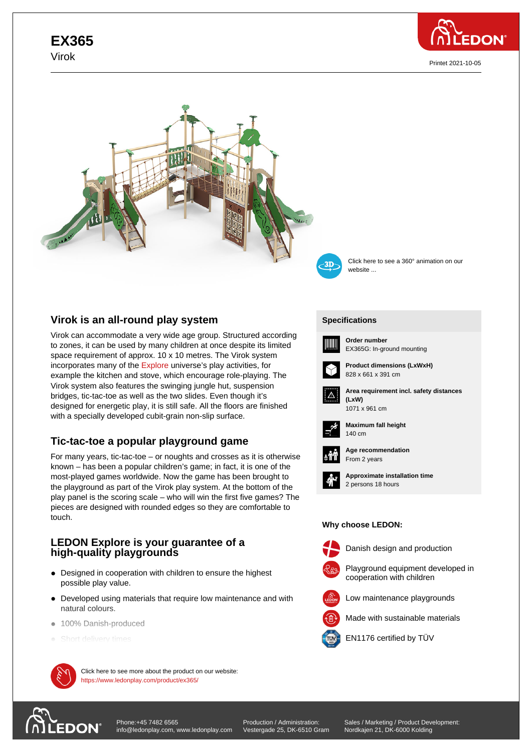# EX365

Virok

Printet 2021-10-05

Click here to see a 360° animation on our website ...

## Virok is an all-round play system

Virok can accommodate a very wide age group. Structured according to zones, it can be used by many children at once despite its limited space requirement of approx. 10 x 10 metres. The Virok system incorporates many of the Explore universe's play activities, for example the kitchen and stove, which encourage role-playing. The Virok system also features the swinging jungle hut, suspension bridges, tic-tac-toe as well as the two slides. Even though it's designed for energetic play, it is still safe. All the floors are finished with a specially developed cubit-grain non-slip surface.

## Tic-tac-toe a popular playground game

For many years, tic-tac-toe – or noughts and crosses as it is otherwise known – has been a popular children's game; in fact, it is one of the most-played games worldwide. Now the game has been brought to the playground as part of the Virok play system. At the bottom of the play panel is the scoring scale – who will win the first five games? The pieces are designed with rounded edges so they are comfortable to touch.

## LEDON Explore is your guarantee of a high-quality playgrounds

- Designed in cooperation with children to ensure the highest possible play value.
- Developed using materials that require low maintenance and with natural colours.
- 100% Danish-produced
- Short delivery times

Click here to see more about the product on our website:
https://www.ledonplay.com/product/ex365/

### Specifications

**Order number**
EX365G: In-ground mounting

**Product dimensions (LxWxH)**
828 x 661 x 391 cm

**Area requirement incl. safety distances (LxW)**
1071 x 961 cm

**Maximum fall height**
140 cm

**Age recommendation**
From 2 years

**Approximate installation time**
2 persons 18 hours

### Why choose LEDON:

- Danish design and production
- Playground equipment developed in cooperation with children
- Low maintenance playgrounds
- Made with sustainable materials
- EN1176 certified by TÜV

Phone:+45 7482 6565
info@ledonplay.com, www.ledonplay.com

Production / Administration:
Vestergade 25, DK-6510 Gram

Sales / Marketing / Product Development:
Nordkajen 21, DK-6000 Kolding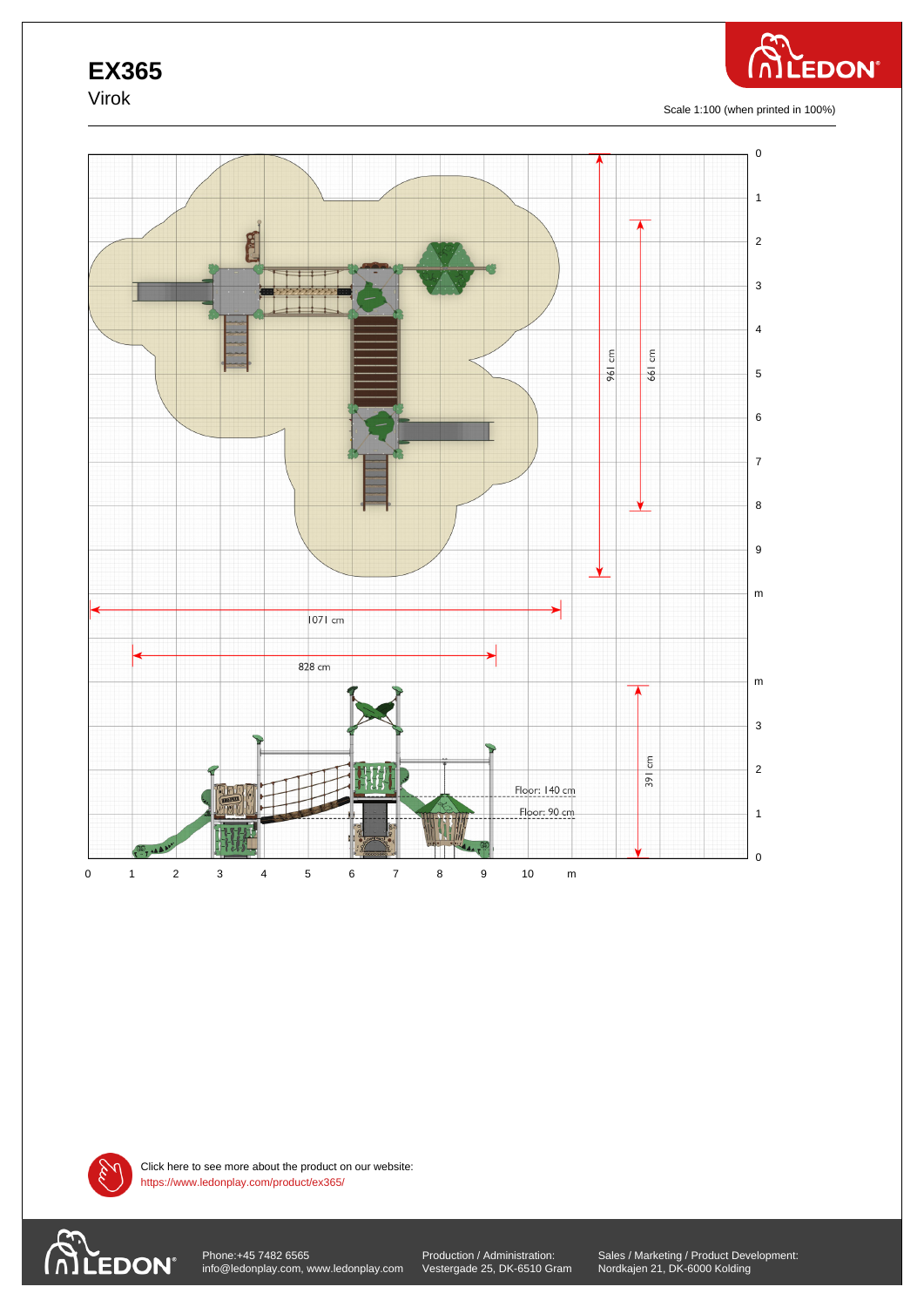# EX365

Virok

Scale 1:100 (when printed in 100%)

1071 cm

828 cm

961 cm

661 cm

391 cm

Floor: 140 cm

Floor: 90 cm

0 1 2 3 4 5 6 7 8 9 10 m

0 1 2 3 4 5 6 7 8 9 m

m 3 2 1 0

Click here to see more about the product on our website:
https://www.ledonplay.com/product/ex365/

Phone:+45 7482 6565
info@ledonplay.com, www.ledonplay.com

Production / Administration:
Vestergade 25, DK-6510 Gram

Sales / Marketing / Product Development:
Nordkajen 21, DK-6000 Kolding